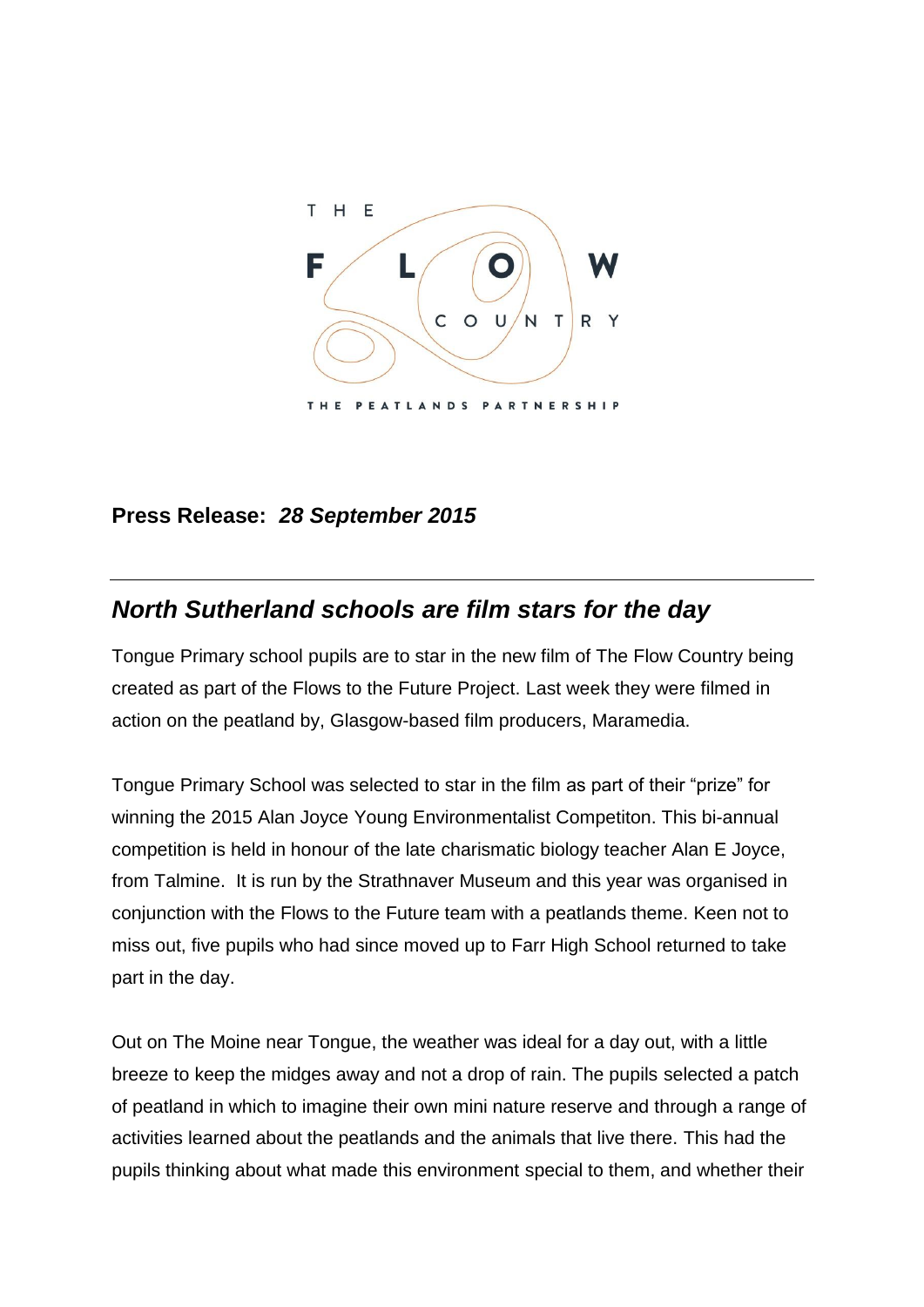THE FLOW COUNTRY

THE PEATLANDS PARTNERSHIP

**Press Release:** ***28 September 2015***

---

## *North Sutherland schools are film stars for the day*

Tongue Primary school pupils are to star in the new film of The Flow Country being created as part of the Flows to the Future Project. Last week they were filmed in action on the peatland by, Glasgow-based film producers, Maramedia.

Tongue Primary School was selected to star in the film as part of their "prize" for winning the 2015 Alan Joyce Young Environmentalist Competiton. This bi-annual competition is held in honour of the late charismatic biology teacher Alan E Joyce, from Talmine. It is run by the Strathnaver Museum and this year was organised in conjunction with the Flows to the Future team with a peatlands theme. Keen not to miss out, five pupils who had since moved up to Farr High School returned to take part in the day.

Out on The Moine near Tongue, the weather was ideal for a day out, with a little breeze to keep the midges away and not a drop of rain. The pupils selected a patch of peatland in which to imagine their own mini nature reserve and through a range of activities learned about the peatlands and the animals that live there. This had the pupils thinking about what made this environment special to them, and whether their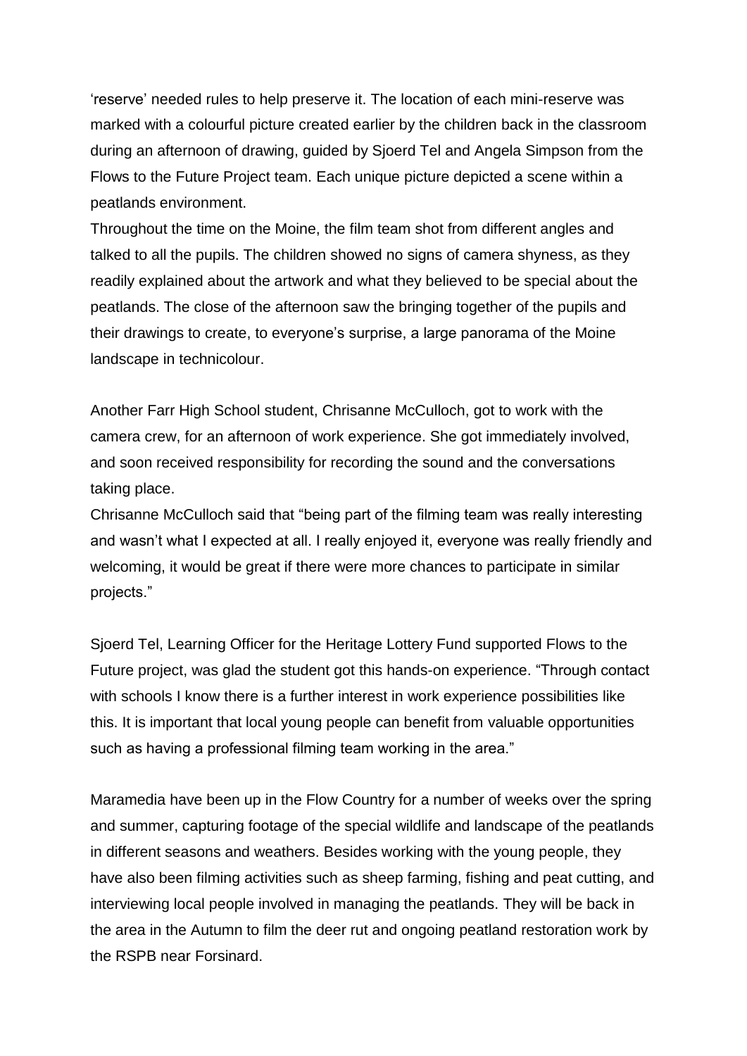'reserve' needed rules to help preserve it. The location of each mini-reserve was marked with a colourful picture created earlier by the children back in the classroom during an afternoon of drawing, guided by Sjoerd Tel and Angela Simpson from the Flows to the Future Project team. Each unique picture depicted a scene within a peatlands environment.

Throughout the time on the Moine, the film team shot from different angles and talked to all the pupils. The children showed no signs of camera shyness, as they readily explained about the artwork and what they believed to be special about the peatlands. The close of the afternoon saw the bringing together of the pupils and their drawings to create, to everyone's surprise, a large panorama of the Moine landscape in technicolour.

Another Farr High School student, Chrisanne McCulloch, got to work with the camera crew, for an afternoon of work experience. She got immediately involved, and soon received responsibility for recording the sound and the conversations taking place.

Chrisanne McCulloch said that "being part of the filming team was really interesting and wasn't what I expected at all. I really enjoyed it, everyone was really friendly and welcoming, it would be great if there were more chances to participate in similar projects."

Sjoerd Tel, Learning Officer for the Heritage Lottery Fund supported Flows to the Future project, was glad the student got this hands-on experience. "Through contact with schools I know there is a further interest in work experience possibilities like this. It is important that local young people can benefit from valuable opportunities such as having a professional filming team working in the area."

Maramedia have been up in the Flow Country for a number of weeks over the spring and summer, capturing footage of the special wildlife and landscape of the peatlands in different seasons and weathers. Besides working with the young people, they have also been filming activities such as sheep farming, fishing and peat cutting, and interviewing local people involved in managing the peatlands. They will be back in the area in the Autumn to film the deer rut and ongoing peatland restoration work by the RSPB near Forsinard.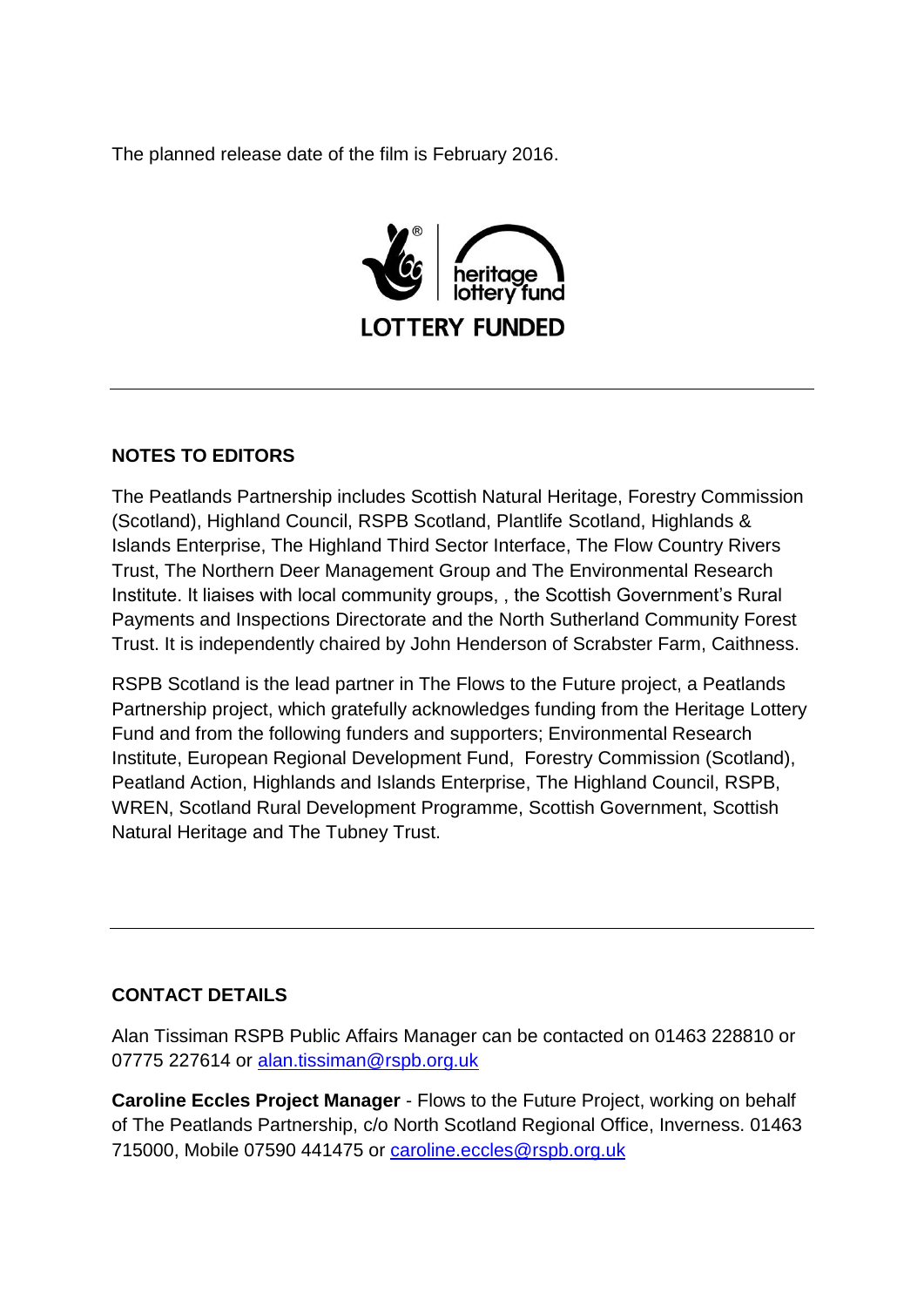The planned release date of the film is February 2016.

heritage lottery fund

LOTTERY FUNDED

---

**NOTES TO EDITORS**

The Peatlands Partnership includes Scottish Natural Heritage, Forestry Commission (Scotland), Highland Council, RSPB Scotland, Plantlife Scotland, Highlands & Islands Enterprise, The Highland Third Sector Interface, The Flow Country Rivers Trust, The Northern Deer Management Group and The Environmental Research Institute. It liaises with local community groups, , the Scottish Government's Rural Payments and Inspections Directorate and the North Sutherland Community Forest Trust. It is independently chaired by John Henderson of Scrabster Farm, Caithness.

RSPB Scotland is the lead partner in The Flows to the Future project, a Peatlands Partnership project, which gratefully acknowledges funding from the Heritage Lottery Fund and from the following funders and supporters; Environmental Research Institute, European Regional Development Fund, Forestry Commission (Scotland), Peatland Action, Highlands and Islands Enterprise, The Highland Council, RSPB, WREN, Scotland Rural Development Programme, Scottish Government, Scottish Natural Heritage and The Tubney Trust.

---

**CONTACT DETAILS**

Alan Tissiman RSPB Public Affairs Manager can be contacted on 01463 228810 or 07775 227614 or alan.tissiman@rspb.org.uk

**Caroline Eccles Project Manager** - Flows to the Future Project, working on behalf of The Peatlands Partnership, c/o North Scotland Regional Office, Inverness. 01463 715000, Mobile 07590 441475 or caroline.eccles@rspb.org.uk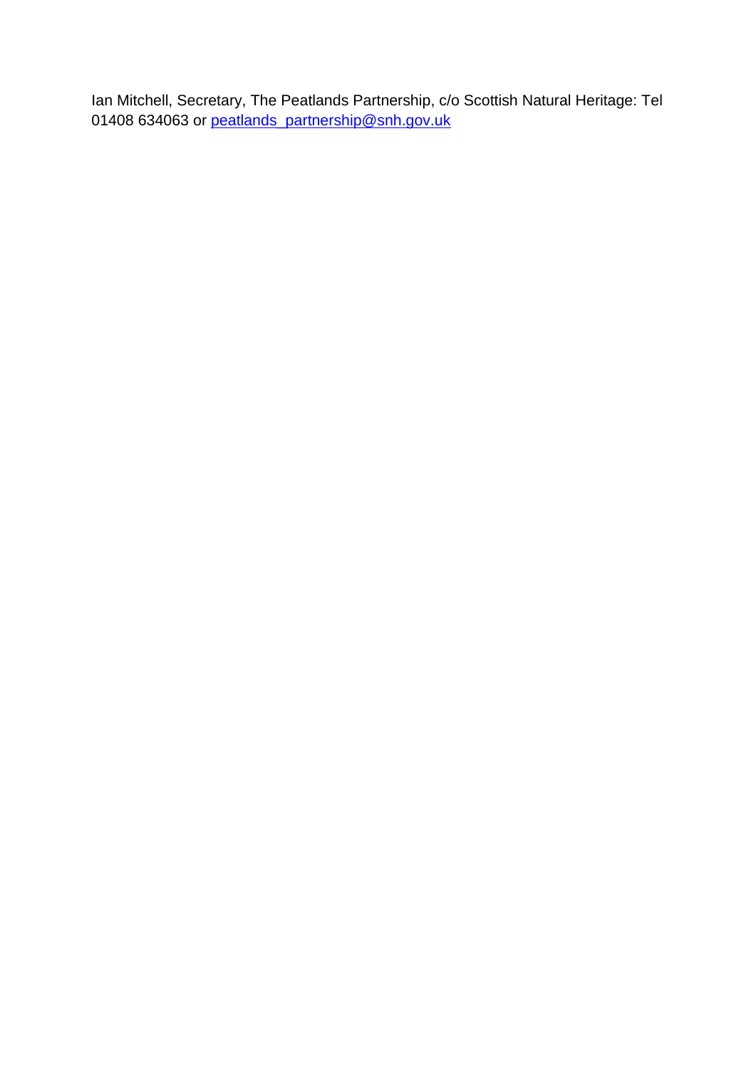Ian Mitchell, Secretary, The Peatlands Partnership, c/o Scottish Natural Heritage: Tel 01408 634063 or peatlands_partnership@snh.gov.uk